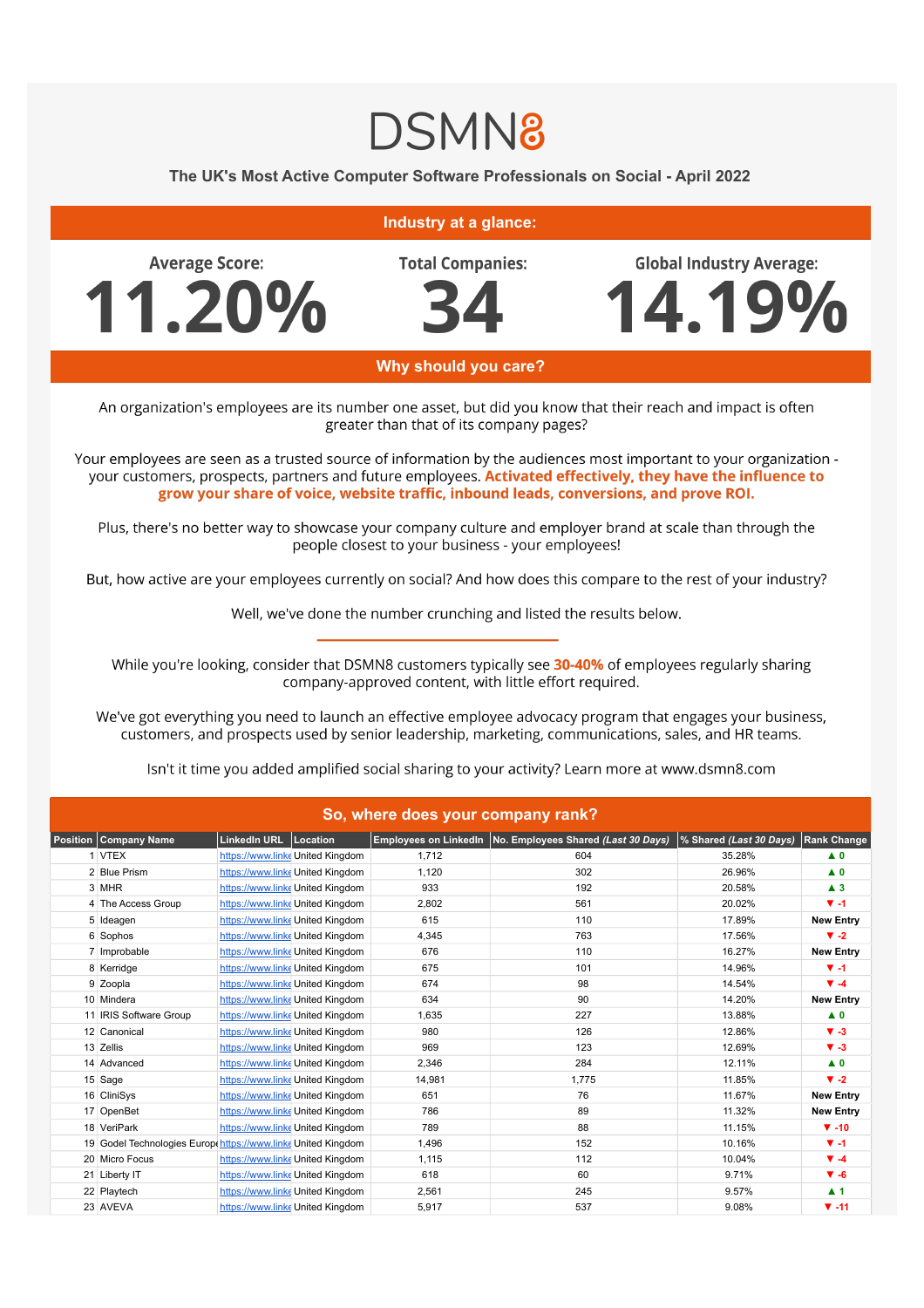# DSMN8

## The UK's Most Active Computer Software Professionals on Social - April 2022

### Industry at a glance:

**Average Score:** 11.20%

**Total Companies:** 34

**Global Industry Average:** 14.19%

### Why should you care?

An organization's employees are its number one asset, but did you know that their reach and impact is often greater than that of its company pages?

Your employees are seen as a trusted source of information by the audiences most important to your organization - your customers, prospects, partners and future employees. **Activated effectively, they have the influence to grow your share of voice, website traffic, inbound leads, conversions, and prove ROI.**

Plus, there's no better way to showcase your company culture and employer brand at scale than through the people closest to your business - your employees!

But, how active are your employees currently on social? And how does this compare to the rest of your industry?

Well, we've done the number crunching and listed the results below.

---

While you're looking, consider that DSMN8 customers typically see **30-40%** of employees regularly sharing company-approved content, with little effort required.

We've got everything you need to launch an effective employee advocacy program that engages your business, customers, and prospects used by senior leadership, marketing, communications, sales, and HR teams.

Isn't it time you added amplified social sharing to your activity? Learn more at www.dsmn8.com

### So, where does your company rank?

| Position | Company Name | LinkedIn URL | Location | Employees on LinkedIn | No. Employees Shared *(Last 30 Days)* | % Shared *(Last 30 Days)* | Rank Change |
|---|---|---|---|---|---|---|---|
| 1 | VTEX | https://www.linke | United Kingdom | 1,712 | 604 | 35.28% | ▲ 0 |
| 2 | Blue Prism | https://www.linke | United Kingdom | 1,120 | 302 | 26.96% | ▲ 0 |
| 3 | MHR | https://www.linke | United Kingdom | 933 | 192 | 20.58% | ▲ 3 |
| 4 | The Access Group | https://www.linke | United Kingdom | 2,802 | 561 | 20.02% | ▼ -1 |
| 5 | Ideagen | https://www.linke | United Kingdom | 615 | 110 | 17.89% | New Entry |
| 6 | Sophos | https://www.linke | United Kingdom | 4,345 | 763 | 17.56% | ▼ -2 |
| 7 | Improbable | https://www.linke | United Kingdom | 676 | 110 | 16.27% | New Entry |
| 8 | Kerridge | https://www.linke | United Kingdom | 675 | 101 | 14.96% | ▼ -1 |
| 9 | Zoopla | https://www.linke | United Kingdom | 674 | 98 | 14.54% | ▼ -4 |
| 10 | Mindera | https://www.linke | United Kingdom | 634 | 90 | 14.20% | New Entry |
| 11 | IRIS Software Group | https://www.linke | United Kingdom | 1,635 | 227 | 13.88% | ▲ 0 |
| 12 | Canonical | https://www.linke | United Kingdom | 980 | 126 | 12.86% | ▼ -3 |
| 13 | Zellis | https://www.linke | United Kingdom | 969 | 123 | 12.69% | ▼ -3 |
| 14 | Advanced | https://www.linke | United Kingdom | 2,346 | 284 | 12.11% | ▲ 0 |
| 15 | Sage | https://www.linke | United Kingdom | 14,981 | 1,775 | 11.85% | ▼ -2 |
| 16 | CliniSys | https://www.linke | United Kingdom | 651 | 76 | 11.67% | New Entry |
| 17 | OpenBet | https://www.linke | United Kingdom | 786 | 89 | 11.32% | New Entry |
| 18 | VeriPark | https://www.linke | United Kingdom | 789 | 88 | 11.15% | ▼ -10 |
| 19 | Godel Technologies Europe | https://www.linke | United Kingdom | 1,496 | 152 | 10.16% | ▼ -1 |
| 20 | Micro Focus | https://www.linke | United Kingdom | 1,115 | 112 | 10.04% | ▼ -4 |
| 21 | Liberty IT | https://www.linke | United Kingdom | 618 | 60 | 9.71% | ▼ -6 |
| 22 | Playtech | https://www.linke | United Kingdom | 2,561 | 245 | 9.57% | ▲ 1 |
| 23 | AVEVA | https://www.linke | United Kingdom | 5,917 | 537 | 9.08% | ▼ -11 |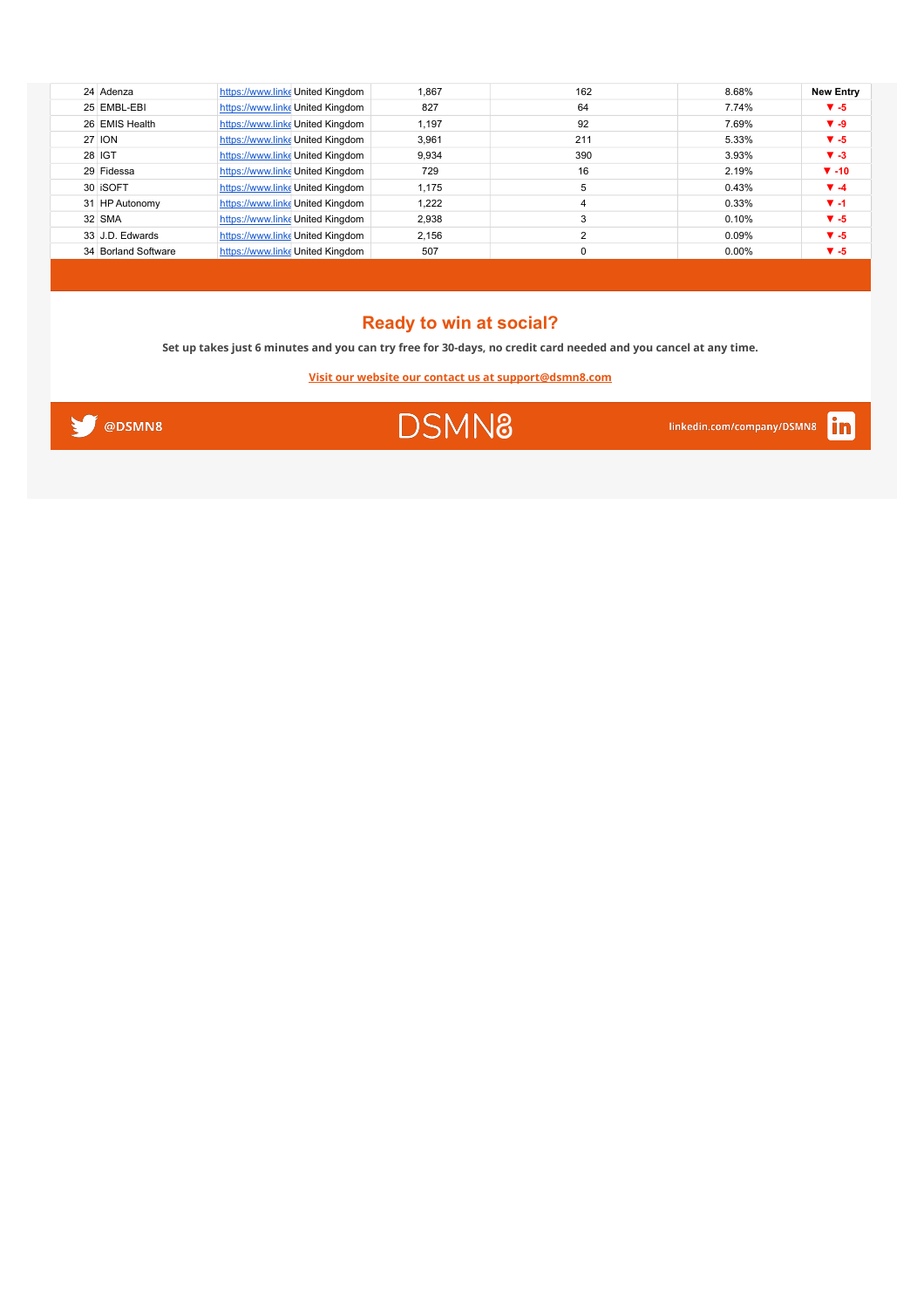| | | | | | | | |
|---|---|---|---|---|---|---|---|
| 24 | Adenza | https://www.linke | United Kingdom | 1,867 | 162 | 8.68% | **New Entry** |
| 25 | EMBL-EBI | https://www.linke | United Kingdom | 827 | 64 | 7.74% | ▼ -5 |
| 26 | EMIS Health | https://www.linke | United Kingdom | 1,197 | 92 | 7.69% | ▼ -9 |
| 27 | ION | https://www.linke | United Kingdom | 3,961 | 211 | 5.33% | ▼ -5 |
| 28 | IGT | https://www.linke | United Kingdom | 9,934 | 390 | 3.93% | ▼ -3 |
| 29 | Fidessa | https://www.linke | United Kingdom | 729 | 16 | 2.19% | ▼ -10 |
| 30 | iSOFT | https://www.linke | United Kingdom | 1,175 | 5 | 0.43% | ▼ -4 |
| 31 | HP Autonomy | https://www.linke | United Kingdom | 1,222 | 4 | 0.33% | ▼ -1 |
| 32 | SMA | https://www.linke | United Kingdom | 2,938 | 3 | 0.10% | ▼ -5 |
| 33 | J.D. Edwards | https://www.linke | United Kingdom | 2,156 | 2 | 0.09% | ▼ -5 |
| 34 | Borland Software | https://www.linke | United Kingdom | 507 | 0 | 0.00% | ▼ -5 |

## Ready to win at social?

**Set up takes just 6 minutes and you can try free for 30-days, no credit card needed and you cancel at any time.**

**Visit our website our contact us at support@dsmn8.com**

@DSMN8

DSMN8

linkedin.com/company/DSMN8